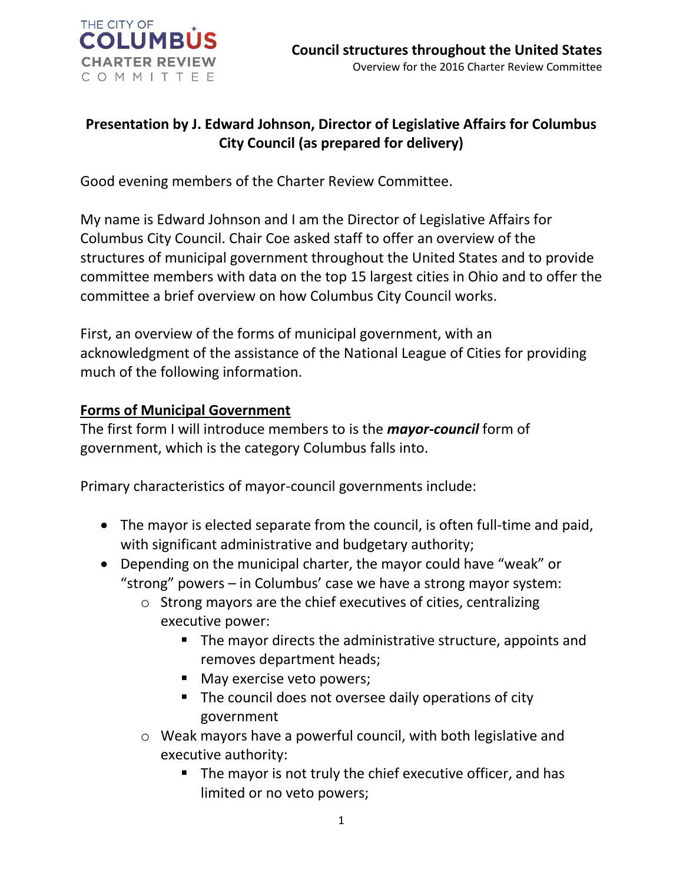**Presentation by J. Edward Johnson, Director of Legislative Affairs for Columbus City Council (as prepared for delivery)**

Good evening members of the Charter Review Committee.

My name is Edward Johnson and I am the Director of Legislative Affairs for Columbus City Council. Chair Coe asked staff to offer an overview of the structures of municipal government throughout the United States and to provide committee members with data on the top 15 largest cities in Ohio and to offer the committee a brief overview on how Columbus City Council works.

First, an overview of the forms of municipal government, with an acknowledgment of the assistance of the National League of Cities for providing much of the following information.

**Forms of Municipal Government**

The first form I will introduce members to is the ***mayor-council*** form of government, which is the category Columbus falls into.

Primary characteristics of mayor-council governments include:

- The mayor is elected separate from the council, is often full-time and paid, with significant administrative and budgetary authority;
- Depending on the municipal charter, the mayor could have "weak" or "strong" powers – in Columbus' case we have a strong mayor system:
  - Strong mayors are the chief executives of cities, centralizing executive power:
    - The mayor directs the administrative structure, appoints and removes department heads;
    - May exercise veto powers;
    - The council does not oversee daily operations of city government
  - Weak mayors have a powerful council, with both legislative and executive authority:
    - The mayor is not truly the chief executive officer, and has limited or no veto powers;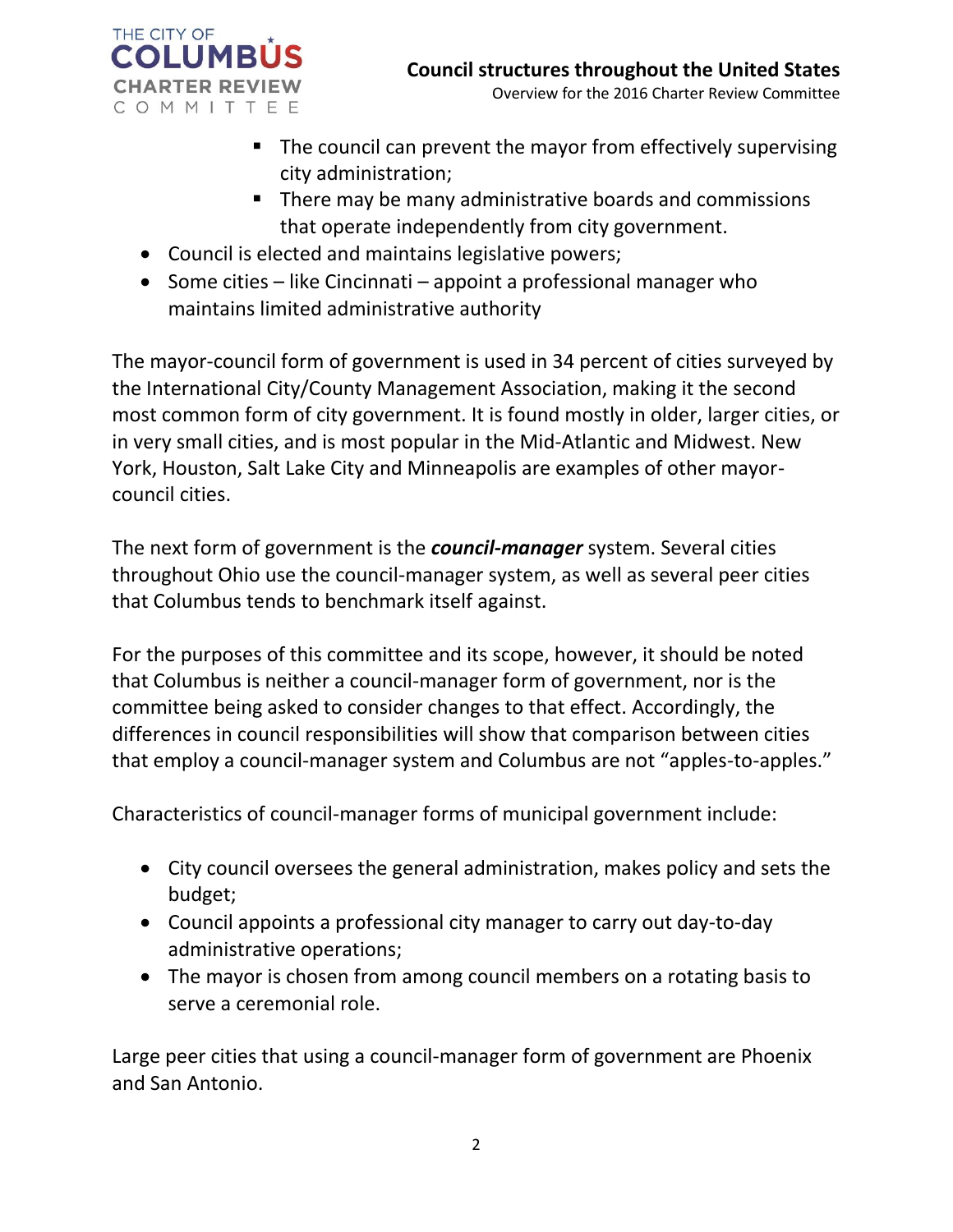- The council can prevent the mayor from effectively supervising city administration;
    - There may be many administrative boards and commissions that operate independently from city government.
- Council is elected and maintains legislative powers;
- Some cities – like Cincinnati – appoint a professional manager who maintains limited administrative authority

The mayor-council form of government is used in 34 percent of cities surveyed by the International City/County Management Association, making it the second most common form of city government. It is found mostly in older, larger cities, or in very small cities, and is most popular in the Mid-Atlantic and Midwest. New York, Houston, Salt Lake City and Minneapolis are examples of other mayor-council cities.

The next form of government is the ***council-manager*** system. Several cities throughout Ohio use the council-manager system, as well as several peer cities that Columbus tends to benchmark itself against.

For the purposes of this committee and its scope, however, it should be noted that Columbus is neither a council-manager form of government, nor is the committee being asked to consider changes to that effect. Accordingly, the differences in council responsibilities will show that comparison between cities that employ a council-manager system and Columbus are not "apples-to-apples."

Characteristics of council-manager forms of municipal government include:

- City council oversees the general administration, makes policy and sets the budget;
- Council appoints a professional city manager to carry out day-to-day administrative operations;
- The mayor is chosen from among council members on a rotating basis to serve a ceremonial role.

Large peer cities that using a council-manager form of government are Phoenix and San Antonio.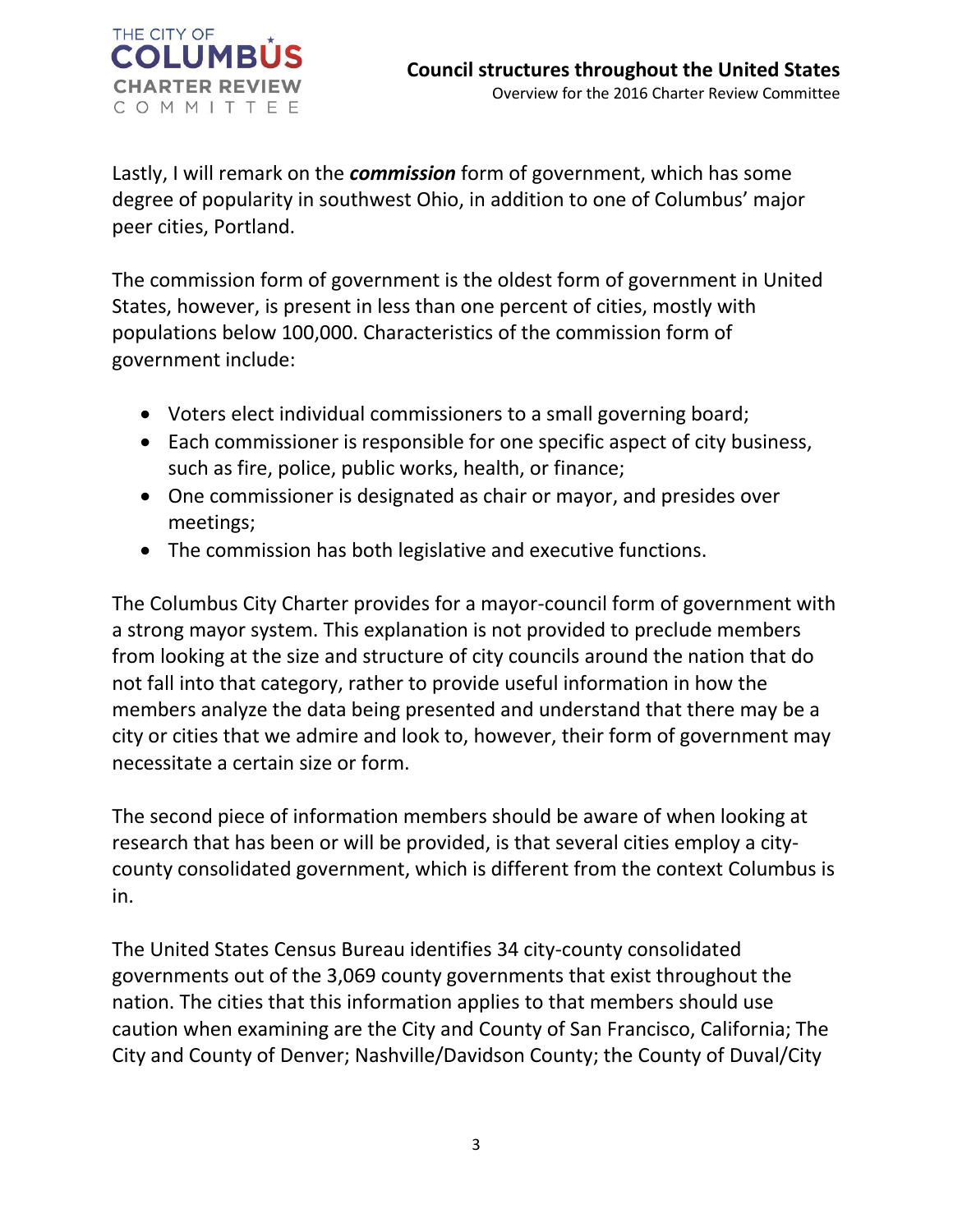Lastly, I will remark on the ***commission*** form of government, which has some degree of popularity in southwest Ohio, in addition to one of Columbus' major peer cities, Portland.

The commission form of government is the oldest form of government in United States, however, is present in less than one percent of cities, mostly with populations below 100,000. Characteristics of the commission form of government include:

- Voters elect individual commissioners to a small governing board;
- Each commissioner is responsible for one specific aspect of city business, such as fire, police, public works, health, or finance;
- One commissioner is designated as chair or mayor, and presides over meetings;
- The commission has both legislative and executive functions.

The Columbus City Charter provides for a mayor-council form of government with a strong mayor system. This explanation is not provided to preclude members from looking at the size and structure of city councils around the nation that do not fall into that category, rather to provide useful information in how the members analyze the data being presented and understand that there may be a city or cities that we admire and look to, however, their form of government may necessitate a certain size or form.

The second piece of information members should be aware of when looking at research that has been or will be provided, is that several cities employ a city-county consolidated government, which is different from the context Columbus is in.

The United States Census Bureau identifies 34 city-county consolidated governments out of the 3,069 county governments that exist throughout the nation. The cities that this information applies to that members should use caution when examining are the City and County of San Francisco, California; The City and County of Denver; Nashville/Davidson County; the County of Duval/City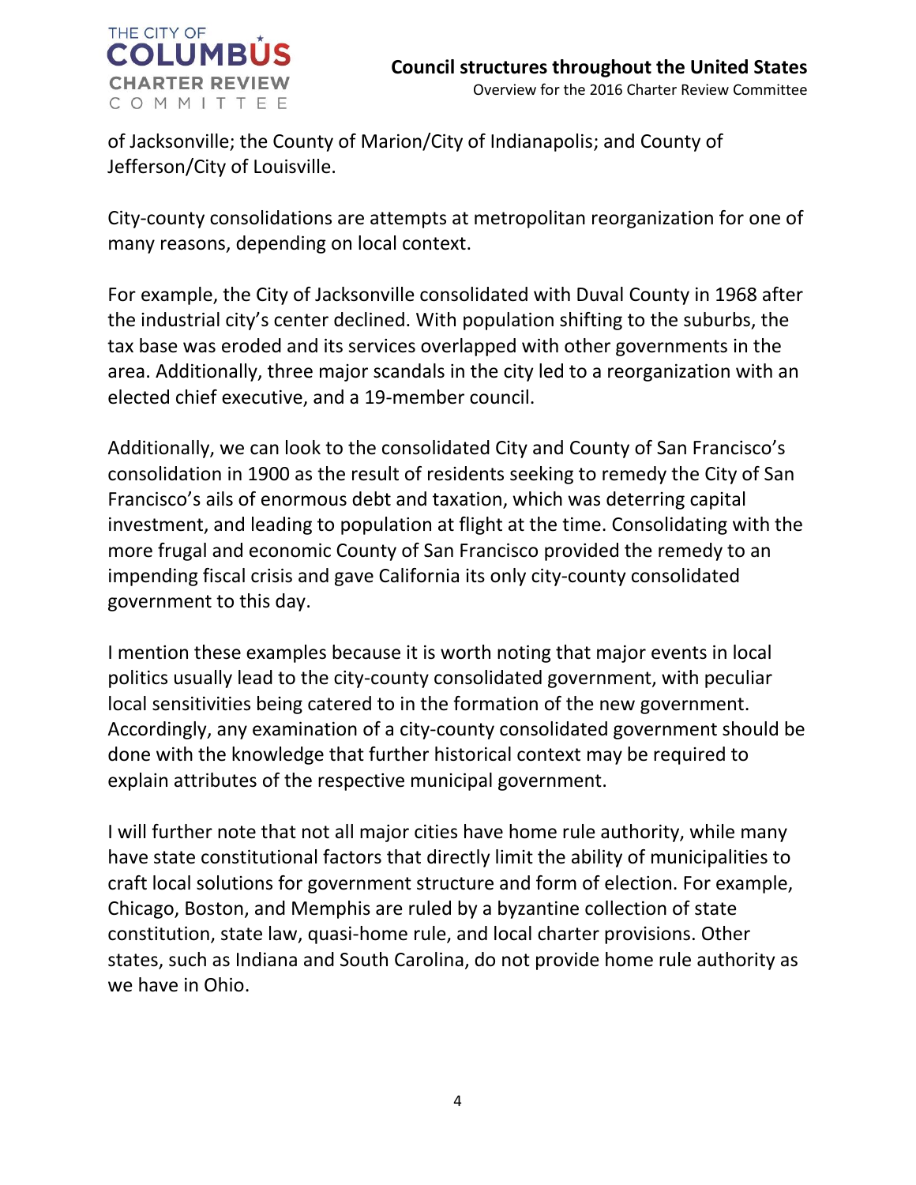of Jacksonville; the County of Marion/City of Indianapolis; and County of Jefferson/City of Louisville.

City-county consolidations are attempts at metropolitan reorganization for one of many reasons, depending on local context.

For example, the City of Jacksonville consolidated with Duval County in 1968 after the industrial city's center declined. With population shifting to the suburbs, the tax base was eroded and its services overlapped with other governments in the area. Additionally, three major scandals in the city led to a reorganization with an elected chief executive, and a 19-member council.

Additionally, we can look to the consolidated City and County of San Francisco's consolidation in 1900 as the result of residents seeking to remedy the City of San Francisco's ails of enormous debt and taxation, which was deterring capital investment, and leading to population at flight at the time. Consolidating with the more frugal and economic County of San Francisco provided the remedy to an impending fiscal crisis and gave California its only city-county consolidated government to this day.

I mention these examples because it is worth noting that major events in local politics usually lead to the city-county consolidated government, with peculiar local sensitivities being catered to in the formation of the new government. Accordingly, any examination of a city-county consolidated government should be done with the knowledge that further historical context may be required to explain attributes of the respective municipal government.

I will further note that not all major cities have home rule authority, while many have state constitutional factors that directly limit the ability of municipalities to craft local solutions for government structure and form of election. For example, Chicago, Boston, and Memphis are ruled by a byzantine collection of state constitution, state law, quasi-home rule, and local charter provisions. Other states, such as Indiana and South Carolina, do not provide home rule authority as we have in Ohio.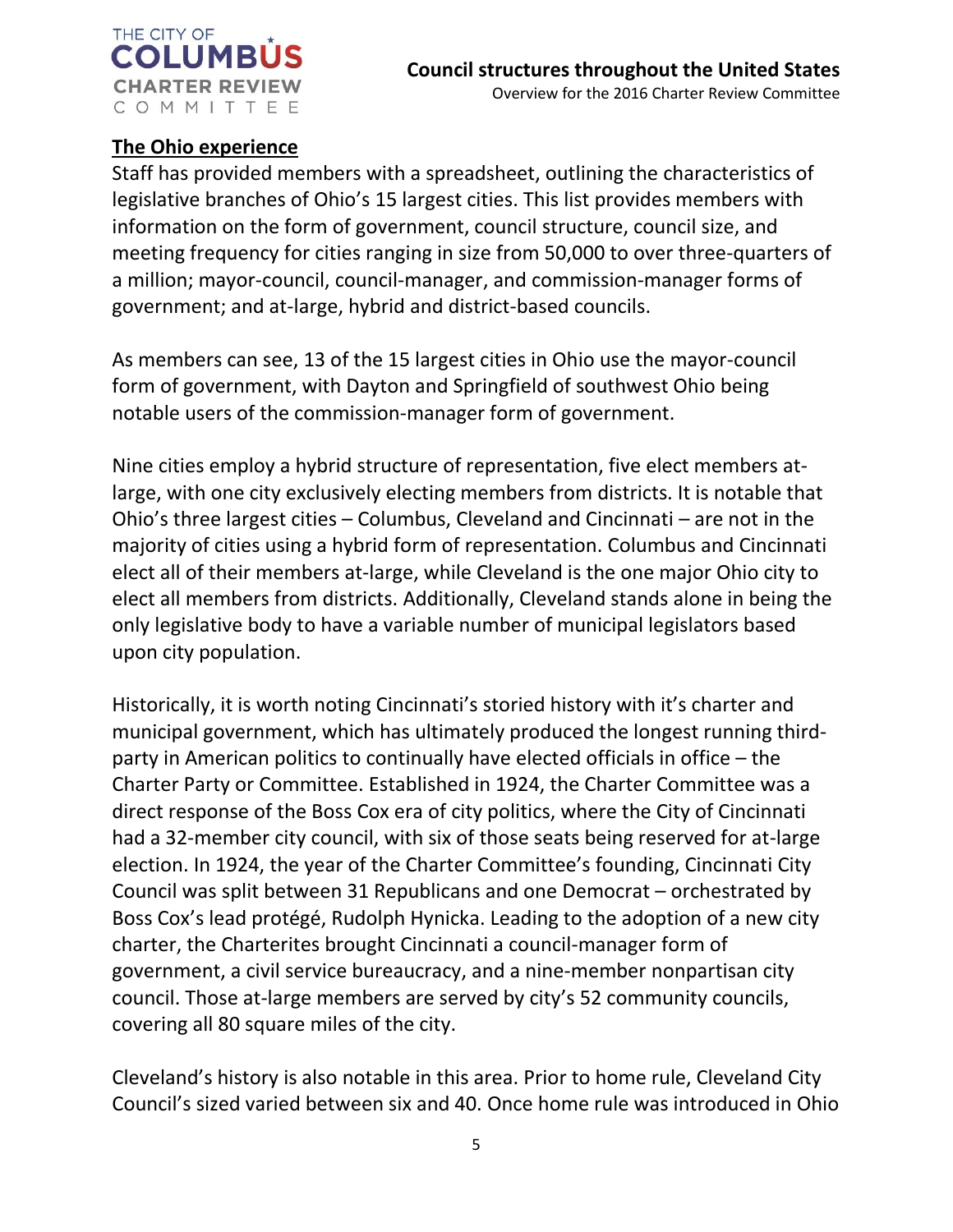## The Ohio experience

Staff has provided members with a spreadsheet, outlining the characteristics of legislative branches of Ohio's 15 largest cities. This list provides members with information on the form of government, council structure, council size, and meeting frequency for cities ranging in size from 50,000 to over three-quarters of a million; mayor-council, council-manager, and commission-manager forms of government; and at-large, hybrid and district-based councils.

As members can see, 13 of the 15 largest cities in Ohio use the mayor-council form of government, with Dayton and Springfield of southwest Ohio being notable users of the commission-manager form of government.

Nine cities employ a hybrid structure of representation, five elect members at-large, with one city exclusively electing members from districts. It is notable that Ohio's three largest cities – Columbus, Cleveland and Cincinnati – are not in the majority of cities using a hybrid form of representation. Columbus and Cincinnati elect all of their members at-large, while Cleveland is the one major Ohio city to elect all members from districts. Additionally, Cleveland stands alone in being the only legislative body to have a variable number of municipal legislators based upon city population.

Historically, it is worth noting Cincinnati's storied history with it's charter and municipal government, which has ultimately produced the longest running third-party in American politics to continually have elected officials in office – the Charter Party or Committee. Established in 1924, the Charter Committee was a direct response of the Boss Cox era of city politics, where the City of Cincinnati had a 32-member city council, with six of those seats being reserved for at-large election. In 1924, the year of the Charter Committee's founding, Cincinnati City Council was split between 31 Republicans and one Democrat – orchestrated by Boss Cox's lead protégé, Rudolph Hynicka. Leading to the adoption of a new city charter, the Charterites brought Cincinnati a council-manager form of government, a civil service bureaucracy, and a nine-member nonpartisan city council. Those at-large members are served by city's 52 community councils, covering all 80 square miles of the city.

Cleveland's history is also notable in this area. Prior to home rule, Cleveland City Council's sized varied between six and 40. Once home rule was introduced in Ohio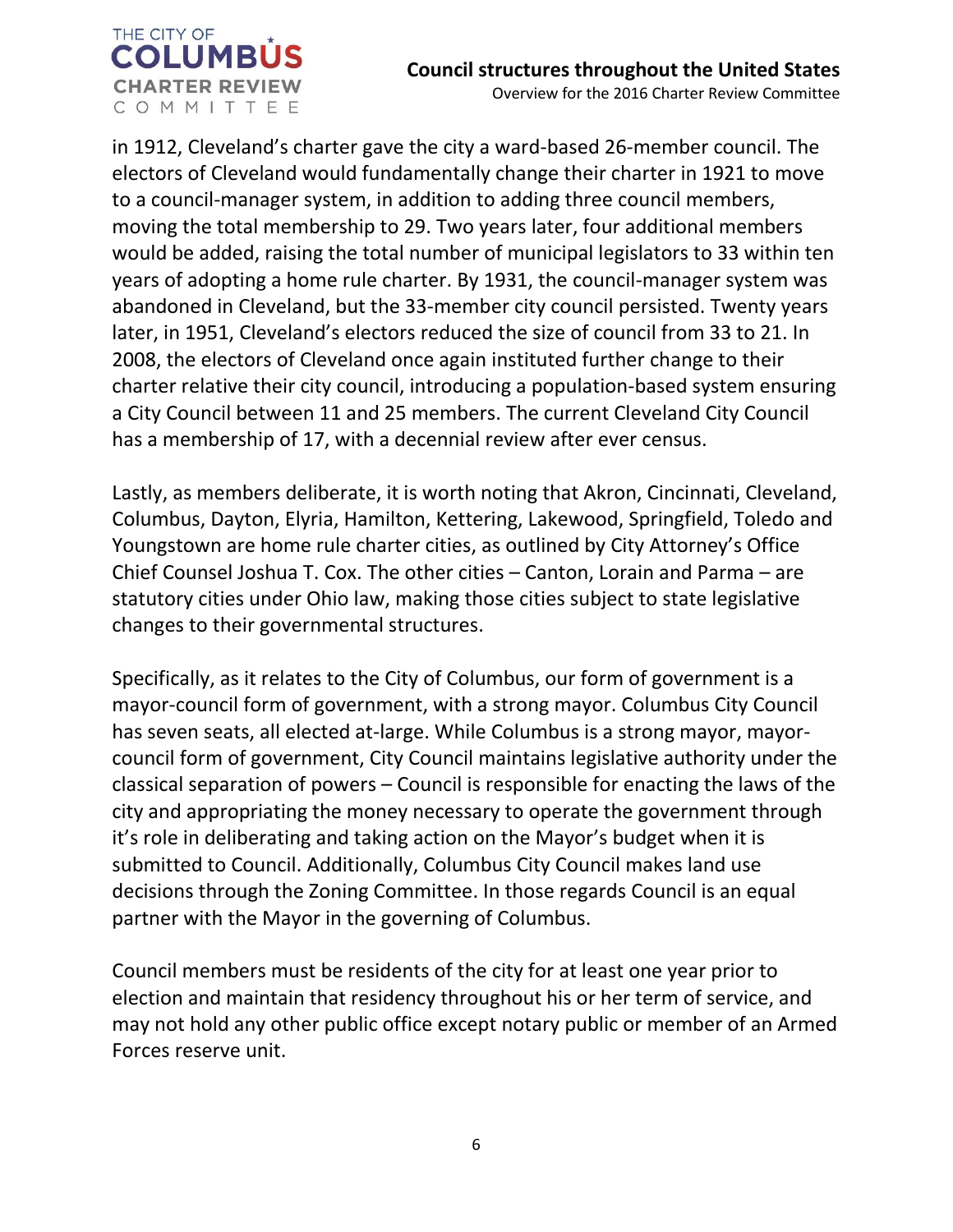in 1912, Cleveland's charter gave the city a ward-based 26-member council. The electors of Cleveland would fundamentally change their charter in 1921 to move to a council-manager system, in addition to adding three council members, moving the total membership to 29. Two years later, four additional members would be added, raising the total number of municipal legislators to 33 within ten years of adopting a home rule charter. By 1931, the council-manager system was abandoned in Cleveland, but the 33-member city council persisted. Twenty years later, in 1951, Cleveland's electors reduced the size of council from 33 to 21. In 2008, the electors of Cleveland once again instituted further change to their charter relative their city council, introducing a population-based system ensuring a City Council between 11 and 25 members. The current Cleveland City Council has a membership of 17, with a decennial review after ever census.

Lastly, as members deliberate, it is worth noting that Akron, Cincinnati, Cleveland, Columbus, Dayton, Elyria, Hamilton, Kettering, Lakewood, Springfield, Toledo and Youngstown are home rule charter cities, as outlined by City Attorney's Office Chief Counsel Joshua T. Cox. The other cities – Canton, Lorain and Parma – are statutory cities under Ohio law, making those cities subject to state legislative changes to their governmental structures.

Specifically, as it relates to the City of Columbus, our form of government is a mayor-council form of government, with a strong mayor. Columbus City Council has seven seats, all elected at-large. While Columbus is a strong mayor, mayor-council form of government, City Council maintains legislative authority under the classical separation of powers – Council is responsible for enacting the laws of the city and appropriating the money necessary to operate the government through it's role in deliberating and taking action on the Mayor's budget when it is submitted to Council. Additionally, Columbus City Council makes land use decisions through the Zoning Committee. In those regards Council is an equal partner with the Mayor in the governing of Columbus.

Council members must be residents of the city for at least one year prior to election and maintain that residency throughout his or her term of service, and may not hold any other public office except notary public or member of an Armed Forces reserve unit.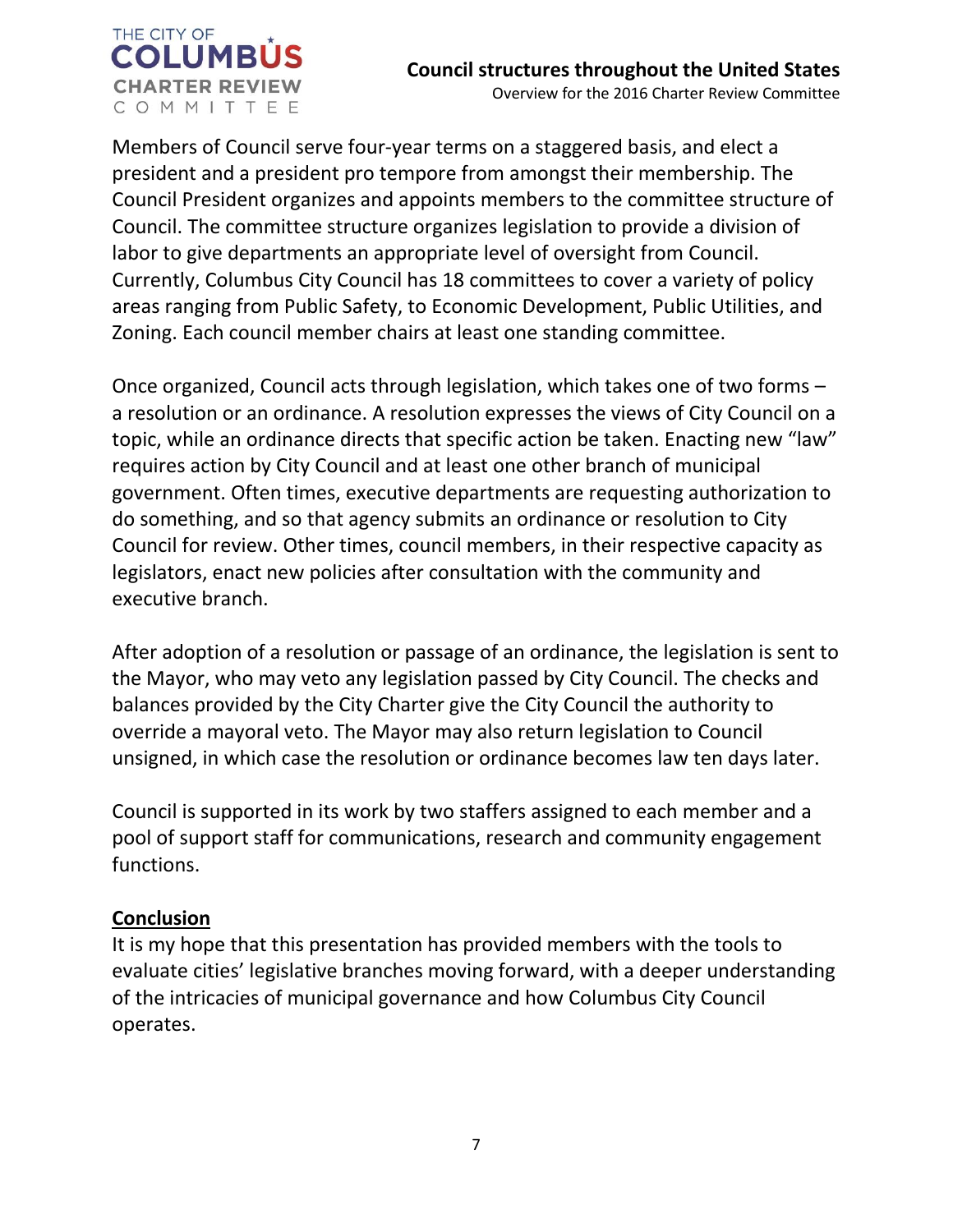Members of Council serve four-year terms on a staggered basis, and elect a president and a president pro tempore from amongst their membership. The Council President organizes and appoints members to the committee structure of Council. The committee structure organizes legislation to provide a division of labor to give departments an appropriate level of oversight from Council. Currently, Columbus City Council has 18 committees to cover a variety of policy areas ranging from Public Safety, to Economic Development, Public Utilities, and Zoning. Each council member chairs at least one standing committee.

Once organized, Council acts through legislation, which takes one of two forms – a resolution or an ordinance. A resolution expresses the views of City Council on a topic, while an ordinance directs that specific action be taken. Enacting new "law" requires action by City Council and at least one other branch of municipal government. Often times, executive departments are requesting authorization to do something, and so that agency submits an ordinance or resolution to City Council for review. Other times, council members, in their respective capacity as legislators, enact new policies after consultation with the community and executive branch.

After adoption of a resolution or passage of an ordinance, the legislation is sent to the Mayor, who may veto any legislation passed by City Council. The checks and balances provided by the City Charter give the City Council the authority to override a mayoral veto. The Mayor may also return legislation to Council unsigned, in which case the resolution or ordinance becomes law ten days later.

Council is supported in its work by two staffers assigned to each member and a pool of support staff for communications, research and community engagement functions.

## Conclusion

It is my hope that this presentation has provided members with the tools to evaluate cities' legislative branches moving forward, with a deeper understanding of the intricacies of municipal governance and how Columbus City Council operates.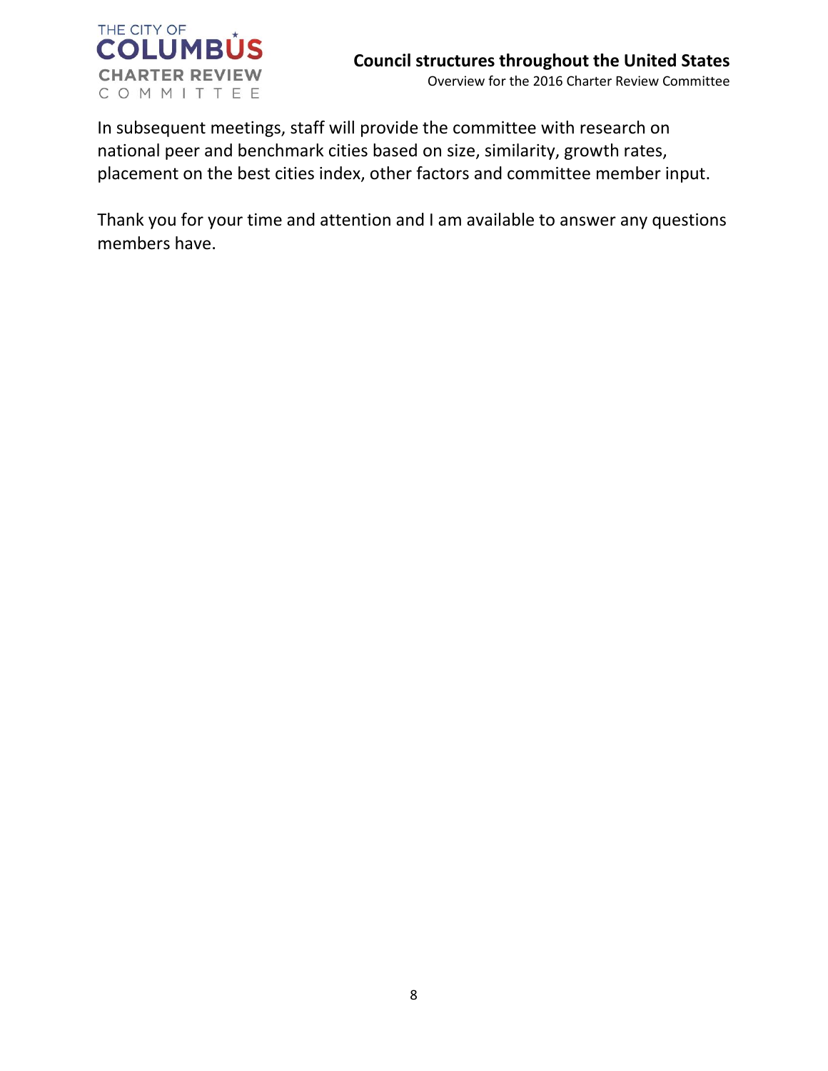In subsequent meetings, staff will provide the committee with research on national peer and benchmark cities based on size, similarity, growth rates, placement on the best cities index, other factors and committee member input.

Thank you for your time and attention and I am available to answer any questions members have.